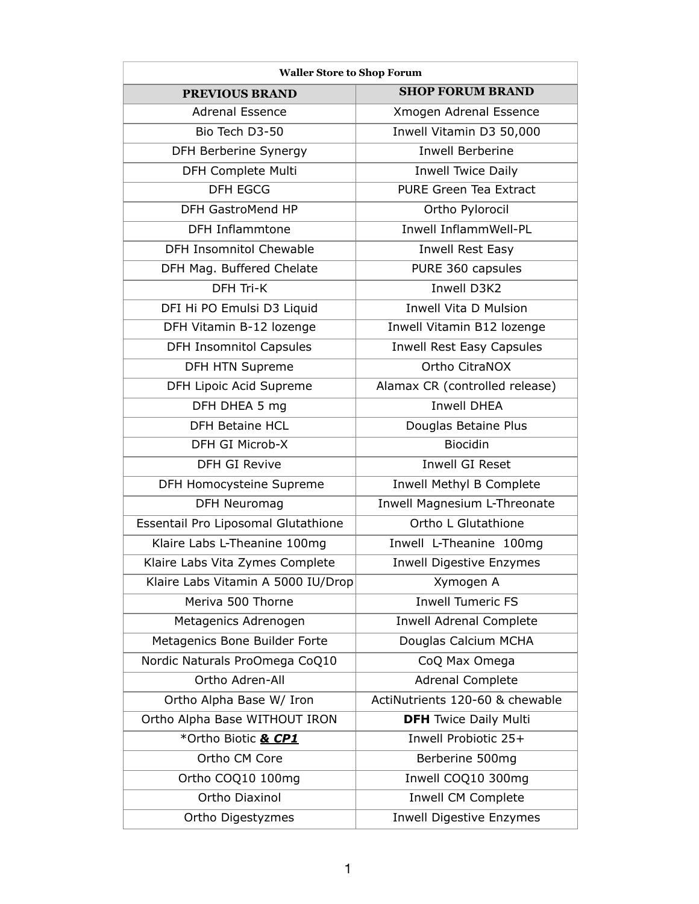| Waller Store to Shop Forum | |
|---|---|
| **PREVIOUS BRAND** | **SHOP FORUM BRAND** |
| Adrenal Essence | Xmogen Adrenal Essence |
| Bio Tech D3-50 | Inwell Vitamin D3 50,000 |
| DFH Berberine Synergy | Inwell Berberine |
| DFH Complete Multi | Inwell Twice Daily |
| DFH EGCG | PURE Green Tea Extract |
| DFH GastroMend HP | Ortho Pylorocil |
| DFH Inflammtone | Inwell InflammWell-PL |
| DFH Insomnitol Chewable | Inwell Rest Easy |
| DFH Mag. Buffered Chelate | PURE 360 capsules |
| DFH Tri-K | Inwell D3K2 |
| DFI Hi PO Emulsi D3 Liquid | Inwell Vita D Mulsion |
| DFH Vitamin B-12 lozenge | Inwell Vitamin B12 lozenge |
| DFH Insomnitol Capsules | Inwell Rest Easy Capsules |
| DFH HTN Supreme | Ortho CitraNOX |
| DFH Lipoic Acid Supreme | Alamax CR (controlled release) |
| DFH DHEA 5 mg | Inwell DHEA |
| DFH Betaine HCL | Douglas Betaine Plus |
| DFH GI Microb-X | Biocidin |
| DFH GI Revive | Inwell GI Reset |
| DFH Homocysteine Supreme | Inwell Methyl B Complete |
| DFH Neuromag | Inwell Magnesium L-Threonate |
| Essentail Pro Liposomal Glutathione | Ortho L Glutathione |
| Klaire Labs L-Theanine 100mg | Inwell L-Theanine 100mg |
| Klaire Labs Vita Zymes Complete | Inwell Digestive Enzymes |
| Klaire Labs Vitamin A 5000 IU/Drop | Xymogen A |
| Meriva 500 Thorne | Inwell Tumeric FS |
| Metagenics Adrenogen | Inwell Adrenal Complete |
| Metagenics Bone Builder Forte | Douglas Calcium MCHA |
| Nordic Naturals ProOmega CoQ10 | CoQ Max Omega |
| Ortho Adren-All | Adrenal Complete |
| Ortho Alpha Base W/ Iron | ActiNutrients 120-60 & chewable |
| Ortho Alpha Base WITHOUT IRON | **DFH** Twice Daily Multi |
| *Ortho Biotic ***& CP1*** | Inwell Probiotic 25+ |
| Ortho CM Core | Berberine 500mg |
| Ortho COQ10 100mg | Inwell COQ10 300mg |
| Ortho Diaxinol | Inwell CM Complete |
| Ortho Digestyzmes | Inwell Digestive Enzymes |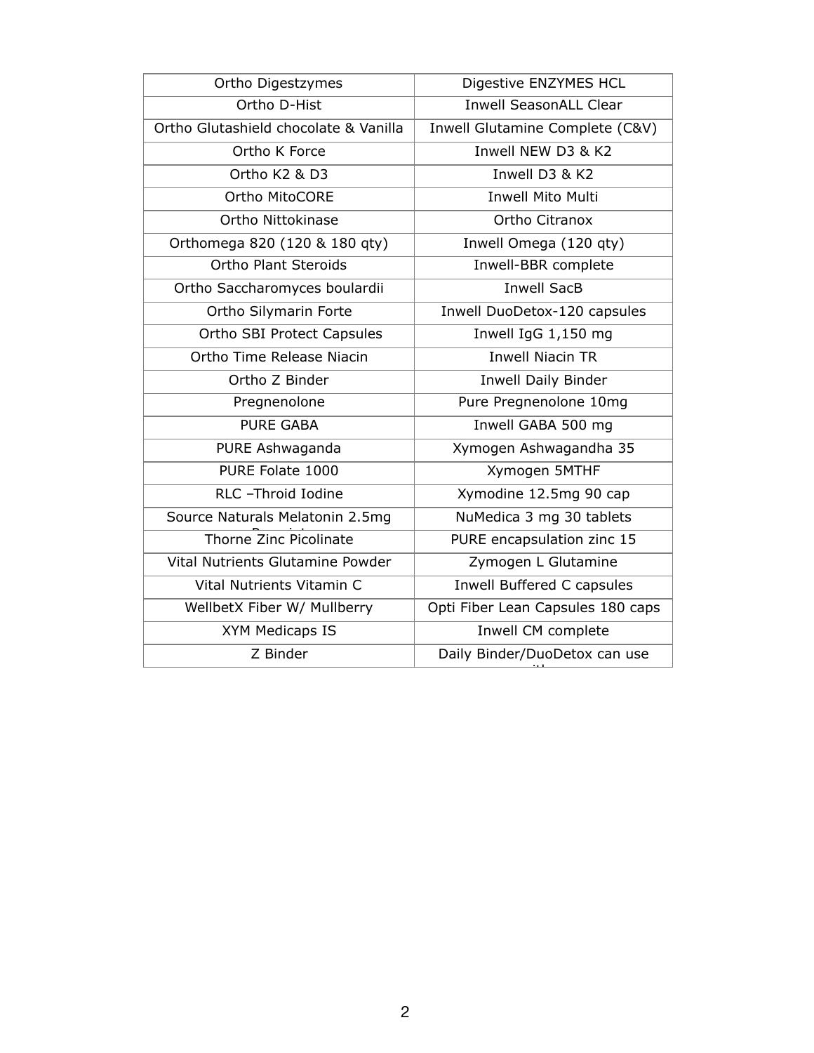| | |
|---|---|
| Ortho Digestzymes | Digestive ENZYMES HCL |
| Ortho D-Hist | Inwell SeasonALL Clear |
| Ortho Glutashield chocolate & Vanilla | Inwell Glutamine Complete (C&V) |
| Ortho K Force | Inwell NEW D3 & K2 |
| Ortho K2 & D3 | Inwell D3 & K2 |
| Ortho MitoCORE | Inwell Mito Multi |
| Ortho Nittokinase | Ortho Citranox |
| Orthomega 820 (120 & 180 qty) | Inwell Omega (120 qty) |
| Ortho Plant Steroids | Inwell-BBR complete |
| Ortho Saccharomyces boulardii | Inwell SacB |
| Ortho Silymarin Forte | Inwell DuoDetox-120 capsules |
| Ortho SBI Protect Capsules | Inwell IgG 1,150 mg |
| Ortho Time Release Niacin | Inwell Niacin TR |
| Ortho Z Binder | Inwell Daily Binder |
| Pregnenolone | Pure Pregnenolone 10mg |
| PURE GABA | Inwell GABA 500 mg |
| PURE Ashwaganda | Xymogen Ashwagandha 35 |
| PURE Folate 1000 | Xymogen 5MTHF |
| RLC –Throid Iodine | Xymodine 12.5mg 90 cap |
| Source Naturals Melatonin 2.5mg | NuMedica 3 mg 30 tablets |
| Thorne Zinc Picolinate | PURE encapsulation zinc 15 |
| Vital Nutrients Glutamine Powder | Zymogen L Glutamine |
| Vital Nutrients Vitamin C | Inwell Buffered C capsules |
| WellbetX Fiber W/ Mullberry | Opti Fiber Lean Capsules 180 caps |
| XYM Medicaps IS | Inwell CM complete |
| Z Binder | Daily Binder/DuoDetox can use |